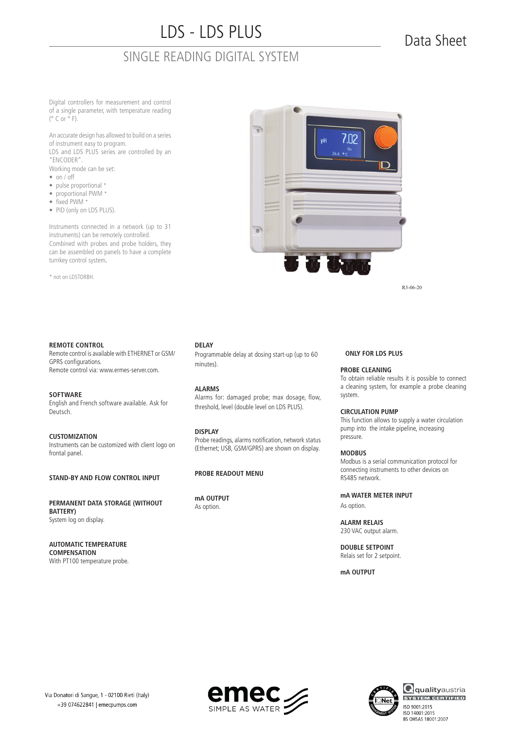# LDS - LDS PLUS

Data Sheet

## SINGLE READING DIGITAL SYSTEM

Digital controllers for measurement and control of a single parameter, with temperature reading (° C or ° F).

An accurate design has allowed to build on a series of instrument easy to program.
LDS and LDS PLUS series are controlled by an "ENCODER".
Working mode can be set:

- on / off
- pulse proportional *
- proportional PWM *
- fixed PWM *
- PID (only on LDS PLUS).

Instruments connected in a network (up to 31 instruments) can be remotely controlled.
Combined with probes and probe holders, they can be assembled on panels to have a complete turnkey control system.

* not on LDSTORBH.

R3-06-20

**REMOTE CONTROL**
Remote control is available with ETHERNET or GSM/ GPRS configurations.
Remote control via: www.ermes-server.com.

**SOFTWARE**
English and French software available. Ask for Deutsch.

**CUSTOMIZATION**
Instruments can be customized with client logo on frontal panel.

**STAND-BY AND FLOW CONTROL INPUT**

**PERMANENT DATA STORAGE (WITHOUT BATTERY)**
System log on display.

**AUTOMATIC TEMPERATURE COMPENSATION**
With PT100 temperature probe.

**DELAY**
Programmable delay at dosing start-up (up to 60 minutes).

**ALARMS**
Alarms for: damaged probe; max dosage, flow, threshold, level (double level on LDS PLUS).

**DISPLAY**
Probe readings, alarms notification, network status (Ethernet; USB, GSM/GPRS) are shown on display.

**PROBE READOUT MENU**

**mA OUTPUT**
As option.

**ONLY FOR LDS PLUS**

**PROBE CLEANING**
To obtain reliable results it is possible to connect a cleaning system, for example a probe cleaning system.

**CIRCULATION PUMP**
This function allows to supply a water circulation pump into the intake pipeline, increasing pressure.

**MODBUS**
Modbus is a serial communication protocol for connecting instruments to other devices on RS485 network.

**mA WATER METER INPUT**
As option.

**ALARM RELAIS**
230 VAC output alarm.

**DOUBLE SETPOINT**
Relais set for 2 setpoint.

**mA OUTPUT**

Via Donatori di Sangue, 1 - 02100 Rieti (Italy)
+39 074622841 | emecpumps.com

emec SIMPLE AS WATER

ISO 9001:2015
ISO 14001:2015
BS OHSAS 18001:2007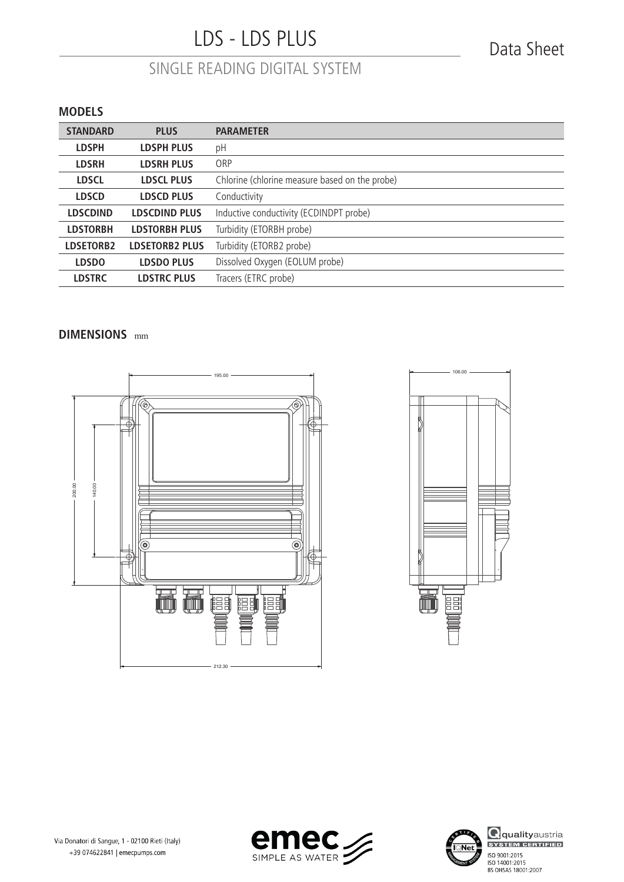# LDS - LDS PLUS

Data Sheet

## SINGLE READING DIGITAL SYSTEM

### MODELS

| STANDARD | PLUS | PARAMETER |
| --- | --- | --- |
| **LDSPH** | **LDSPH PLUS** | pH |
| **LDSRH** | **LDSRH PLUS** | ORP |
| **LDSCL** | **LDSCL PLUS** | Chlorine (chlorine measure based on the probe) |
| **LDSCD** | **LDSCD PLUS** | Conductivity |
| **LDSCDIND** | **LDSCDIND PLUS** | Inductive conductivity (ECDINDPT probe) |
| **LDSTORBH** | **LDSTORBH PLUS** | Turbidity (ETORBH probe) |
| **LDSETORB2** | **LDSETORB2 PLUS** | Turbidity (ETORB2 probe) |
| **LDSDO** | **LDSDO PLUS** | Dissolved Oxygen (EOLUM probe) |
| **LDSTRC** | **LDSTRC PLUS** | Tracers (ETRC probe) |

### DIMENSIONS mm

195.00

200.00

140.00

212.30

106.00

Via Donatori di Sangue, 1 - 02100 Rieti (Italy)
+39 074622841 | emecpumps.com

emec SIMPLE AS WATER

quality austria SYSTEM CERTIFIED
ISO 9001:2015
ISO 14001:2015
BS OHSAS 18001:2007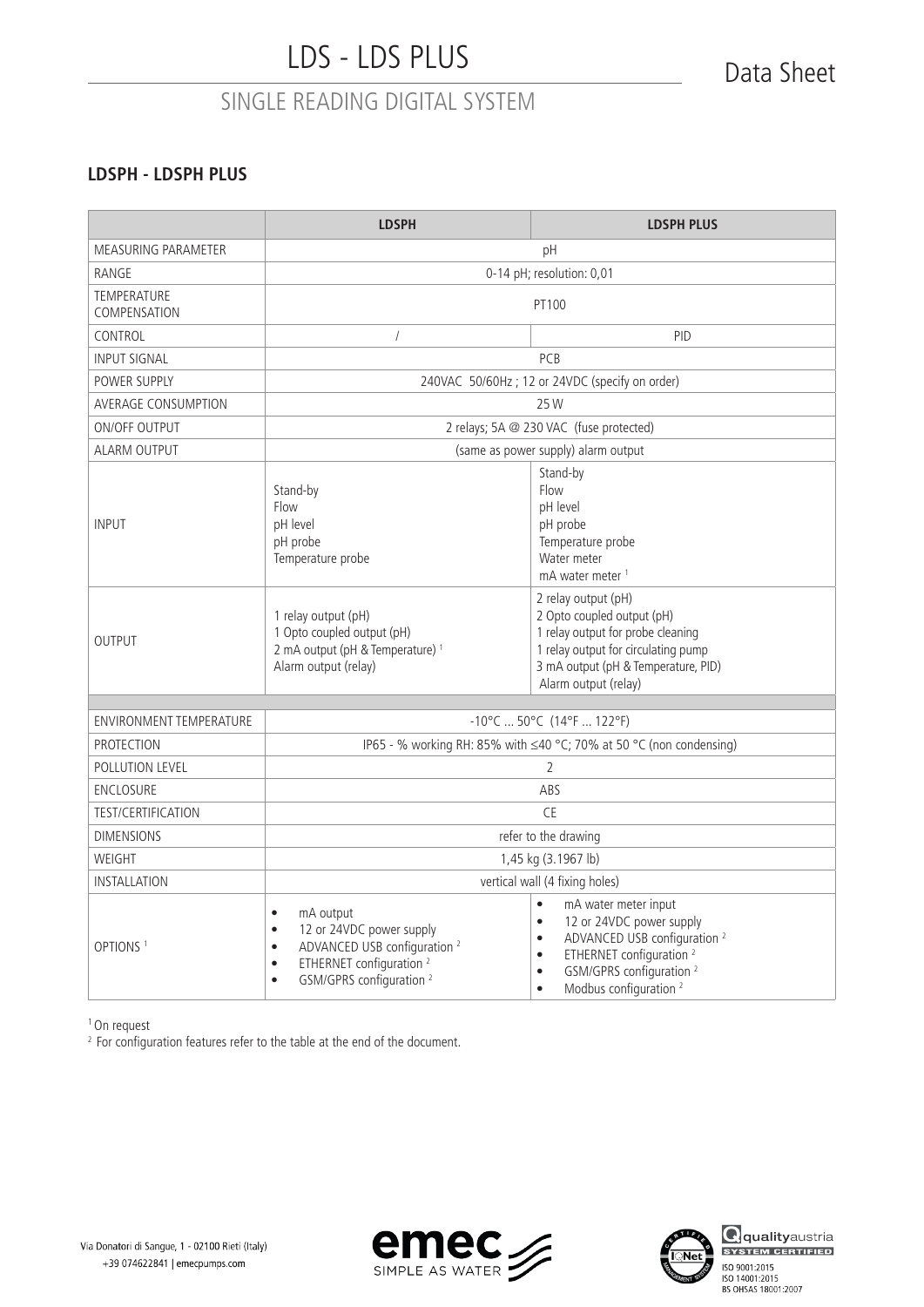# LDS - LDS PLUS

## SINGLE READING DIGITAL SYSTEM

Data Sheet

### LDSPH - LDSPH PLUS

| | LDSPH | LDSPH PLUS |
|---|---|---|
| MEASURING PARAMETER | pH | |
| RANGE | 0-14 pH; resolution: 0,01 | |
| TEMPERATURE COMPENSATION | PT100 | |
| CONTROL | / | PID |
| INPUT SIGNAL | PCB | |
| POWER SUPPLY | 240VAC 50/60Hz ; 12 or 24VDC (specify on order) | |
| AVERAGE CONSUMPTION | 25 W | |
| ON/OFF OUTPUT | 2 relays; 5A @ 230 VAC (fuse protected) | |
| ALARM OUTPUT | (same as power supply) alarm output | |
| INPUT | Stand-by<br>Flow<br>pH level<br>pH probe<br>Temperature probe | Stand-by<br>Flow<br>pH level<br>pH probe<br>Temperature probe<br>Water meter<br>mA water meter [1] |
| OUTPUT | 1 relay output (pH)<br>1 Opto coupled output (pH)<br>2 mA output (pH & Temperature) [1]<br>Alarm output (relay) | 2 relay output (pH)<br>2 Opto coupled output (pH)<br>1 relay output for probe cleaning<br>1 relay output for circulating pump<br>3 mA output (pH & Temperature, PID)<br>Alarm output (relay) |
| | | |
| ENVIRONMENT TEMPERATURE | -10°C ... 50°C (14°F ... 122°F) | |
| PROTECTION | IP65 - % working RH: 85% with ≤40 °C; 70% at 50 °C (non condensing) | |
| POLLUTION LEVEL | 2 | |
| ENCLOSURE | ABS | |
| TEST/CERTIFICATION | CE | |
| DIMENSIONS | refer to the drawing | |
| WEIGHT | 1,45 kg (3.1967 lb) | |
| INSTALLATION | vertical wall (4 fixing holes) | |
| OPTIONS [1] | • mA output<br>• 12 or 24VDC power supply<br>• ADVANCED USB configuration [2]<br>• ETHERNET configuration [2]<br>• GSM/GPRS configuration [2] | • mA water meter input<br>• 12 or 24VDC power supply<br>• ADVANCED USB configuration [2]<br>• ETHERNET configuration [2]<br>• GSM/GPRS configuration [2]<br>• Modbus configuration [2] |

[1] On request

[2] For configuration features refer to the table at the end of the document.

Via Donatori di Sangue, 1 - 02100 Rieti (Italy)
+39 074622841 | emecpumps.com

emec SIMPLE AS WATER

quality austria SYSTEM CERTIFIED
ISO 9001:2015
ISO 14001:2015
BS OHSAS 18001:2007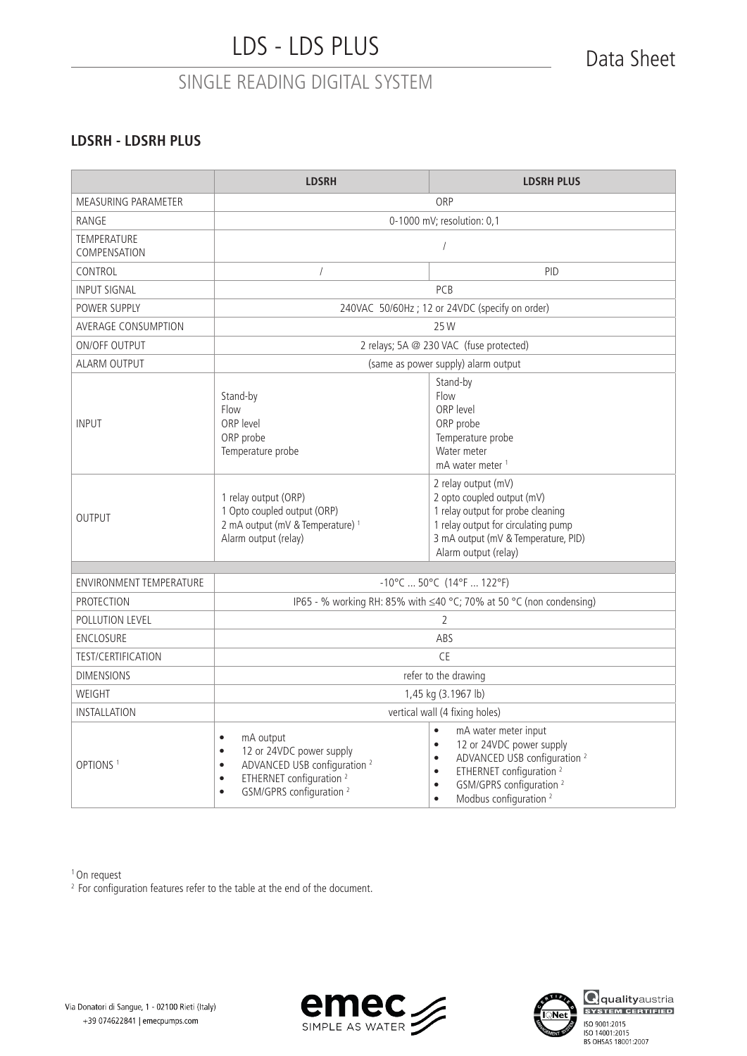# LDS - LDS PLUS

## SINGLE READING DIGITAL SYSTEM

### LDSRH - LDSRH PLUS

| | LDSRH | LDSRH PLUS |
|---|---|---|
| MEASURING PARAMETER | ORP | |
| RANGE | 0-1000 mV; resolution: 0,1 | |
| TEMPERATURE COMPENSATION | / | |
| CONTROL | / | PID |
| INPUT SIGNAL | PCB | |
| POWER SUPPLY | 240VAC 50/60Hz ; 12 or 24VDC (specify on order) | |
| AVERAGE CONSUMPTION | 25 W | |
| ON/OFF OUTPUT | 2 relays; 5A @ 230 VAC (fuse protected) | |
| ALARM OUTPUT | (same as power supply) alarm output | |
| INPUT | Stand-by<br>Flow<br>ORP level<br>ORP probe<br>Temperature probe | Stand-by<br>Flow<br>ORP level<br>ORP probe<br>Temperature probe<br>Water meter<br>mA water meter [1] |
| OUTPUT | 1 relay output (ORP)<br>1 Opto coupled output (ORP)<br>2 mA output (mV & Temperature) [1]<br>Alarm output (relay) | 2 relay output (mV)<br>2 opto coupled output (mV)<br>1 relay output for probe cleaning<br>1 relay output for circulating pump<br>3 mA output (mV & Temperature, PID)<br>Alarm output (relay) |
| | | |
| ENVIRONMENT TEMPERATURE | -10°C ... 50°C (14°F ... 122°F) | |
| PROTECTION | IP65 - % working RH: 85% with ≤40 °C; 70% at 50 °C (non condensing) | |
| POLLUTION LEVEL | 2 | |
| ENCLOSURE | ABS | |
| TEST/CERTIFICATION | CE | |
| DIMENSIONS | refer to the drawing | |
| WEIGHT | 1,45 kg (3.1967 lb) | |
| INSTALLATION | vertical wall (4 fixing holes) | |
| OPTIONS [1] | • mA output<br>• 12 or 24VDC power supply<br>• ADVANCED USB configuration [2]<br>• ETHERNET configuration [2]<br>• GSM/GPRS configuration [2] | • mA water meter input<br>• 12 or 24VDC power supply<br>• ADVANCED USB configuration [2]<br>• ETHERNET configuration [2]<br>• GSM/GPRS configuration [2]<br>• Modbus configuration [2] |

[1] On request

[2] For configuration features refer to the table at the end of the document.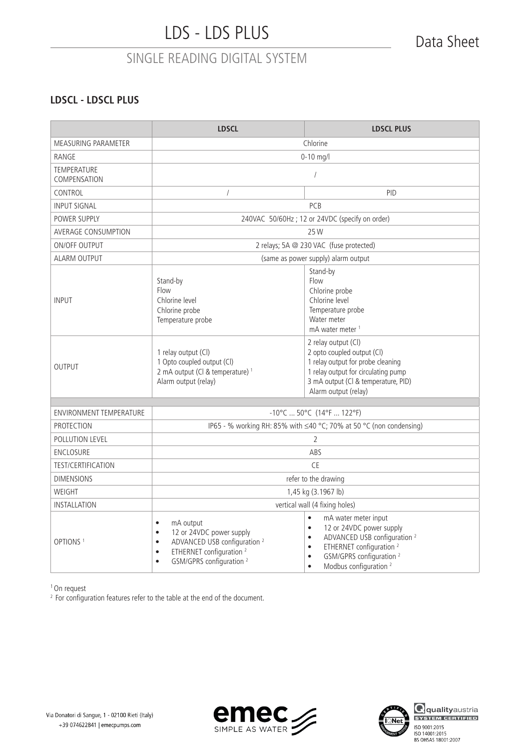# LDS - LDS PLUS

Data Sheet

## SINGLE READING DIGITAL SYSTEM

### LDSCL - LDSCL PLUS

| | LDSCL | LDSCL PLUS |
|---|---|---|
| MEASURING PARAMETER | Chlorine | |
| RANGE | 0-10 mg/l | |
| TEMPERATURE COMPENSATION | / | |
| CONTROL | / | PID |
| INPUT SIGNAL | PCB | |
| POWER SUPPLY | 240VAC 50/60Hz ; 12 or 24VDC (specify on order) | |
| AVERAGE CONSUMPTION | 25 W | |
| ON/OFF OUTPUT | 2 relays; 5A @ 230 VAC (fuse protected) | |
| ALARM OUTPUT | (same as power supply) alarm output | |
| INPUT | Stand-by<br>Flow<br>Chlorine level<br>Chlorine probe<br>Temperature probe | Stand-by<br>Flow<br>Chlorine probe<br>Chlorine level<br>Temperature probe<br>Water meter<br>mA water meter [1] |
| OUTPUT | 1 relay output (Cl)<br>1 Opto coupled output (Cl)<br>2 mA output (Cl & temperature) [1]<br>Alarm output (relay) | 2 relay output (Cl)<br>2 opto coupled output (Cl)<br>1 relay output for probe cleaning<br>1 relay output for circulating pump<br>3 mA output (Cl & temperature, PID)<br>Alarm output (relay) |
| | | |
| ENVIRONMENT TEMPERATURE | -10°C ... 50°C (14°F ... 122°F) | |
| PROTECTION | IP65 - % working RH: 85% with ≤40 °C; 70% at 50 °C (non condensing) | |
| POLLUTION LEVEL | 2 | |
| ENCLOSURE | ABS | |
| TEST/CERTIFICATION | CE | |
| DIMENSIONS | refer to the drawing | |
| WEIGHT | 1,45 kg (3.1967 lb) | |
| INSTALLATION | vertical wall (4 fixing holes) | |
| OPTIONS [1] | • mA output<br>• 12 or 24VDC power supply<br>• ADVANCED USB configuration [2]<br>• ETHERNET configuration [2]<br>• GSM/GPRS configuration [2] | • mA water meter input<br>• 12 or 24VDC power supply<br>• ADVANCED USB configuration [2]<br>• ETHERNET configuration [2]<br>• GSM/GPRS configuration [2]<br>• Modbus configuration [2] |

[1] On request

[2] For configuration features refer to the table at the end of the document.

Via Donatori di Sangue, 1 - 02100 Rieti (Italy)
+39 074622841 | emecpumps.com

ISO 9001:2015
ISO 14001:2015
BS OHSAS 18001:2007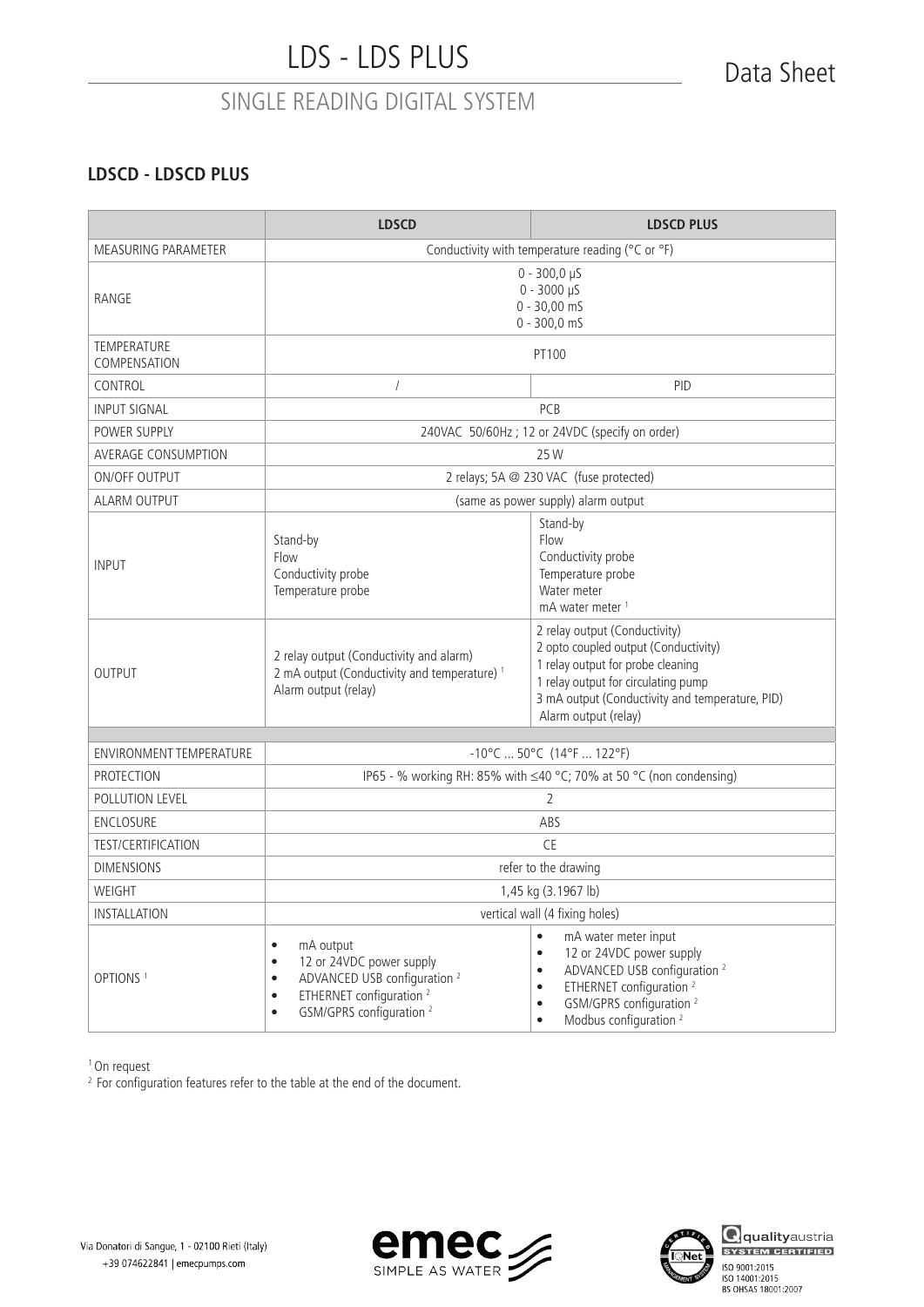# LDS - LDS PLUS

Data Sheet

## SINGLE READING DIGITAL SYSTEM

### LDSCD - LDSCD PLUS

| | LDSCD | LDSCD PLUS |
|---|---|---|
| MEASURING PARAMETER | Conductivity with temperature reading (°C or °F) | |
| RANGE | 0 - 300,0 µS<br>0 - 3000 µS<br>0 - 30,00 mS<br>0 - 300,0 mS | |
| TEMPERATURE COMPENSATION | PT100 | |
| CONTROL | / | PID |
| INPUT SIGNAL | PCB | |
| POWER SUPPLY | 240VAC 50/60Hz ; 12 or 24VDC (specify on order) | |
| AVERAGE CONSUMPTION | 25 W | |
| ON/OFF OUTPUT | 2 relays; 5A @ 230 VAC (fuse protected) | |
| ALARM OUTPUT | (same as power supply) alarm output | |
| INPUT | Stand-by<br>Flow<br>Conductivity probe<br>Temperature probe | Stand-by<br>Flow<br>Conductivity probe<br>Temperature probe<br>Water meter<br>mA water meter [1] |
| OUTPUT | 2 relay output (Conductivity and alarm)<br>2 mA output (Conductivity and temperature) [1]<br>Alarm output (relay) | 2 relay output (Conductivity)<br>2 opto coupled output (Conductivity)<br>1 relay output for probe cleaning<br>1 relay output for circulating pump<br>3 mA output (Conductivity and temperature, PID)<br>Alarm output (relay) |
| | | |
| ENVIRONMENT TEMPERATURE | -10°C ... 50°C (14°F ... 122°F) | |
| PROTECTION | IP65 - % working RH: 85% with ≤40 °C; 70% at 50 °C (non condensing) | |
| POLLUTION LEVEL | 2 | |
| ENCLOSURE | ABS | |
| TEST/CERTIFICATION | CE | |
| DIMENSIONS | refer to the drawing | |
| WEIGHT | 1,45 kg (3.1967 lb) | |
| INSTALLATION | vertical wall (4 fixing holes) | |
| OPTIONS [1] | • mA output<br>• 12 or 24VDC power supply<br>• ADVANCED USB configuration [2]<br>• ETHERNET configuration [2]<br>• GSM/GPRS configuration [2] | • mA water meter input<br>• 12 or 24VDC power supply<br>• ADVANCED USB configuration [2]<br>• ETHERNET configuration [2]<br>• GSM/GPRS configuration [2]<br>• Modbus configuration [2] |

[1] On request

[2] For configuration features refer to the table at the end of the document.

Via Donatori di Sangue, 1 - 02100 Rieti (Italy)
+39 074622841 | emecpumps.com

emec SIMPLE AS WATER

ISO 9001:2015
ISO 14001:2015
BS OHSAS 18001:2007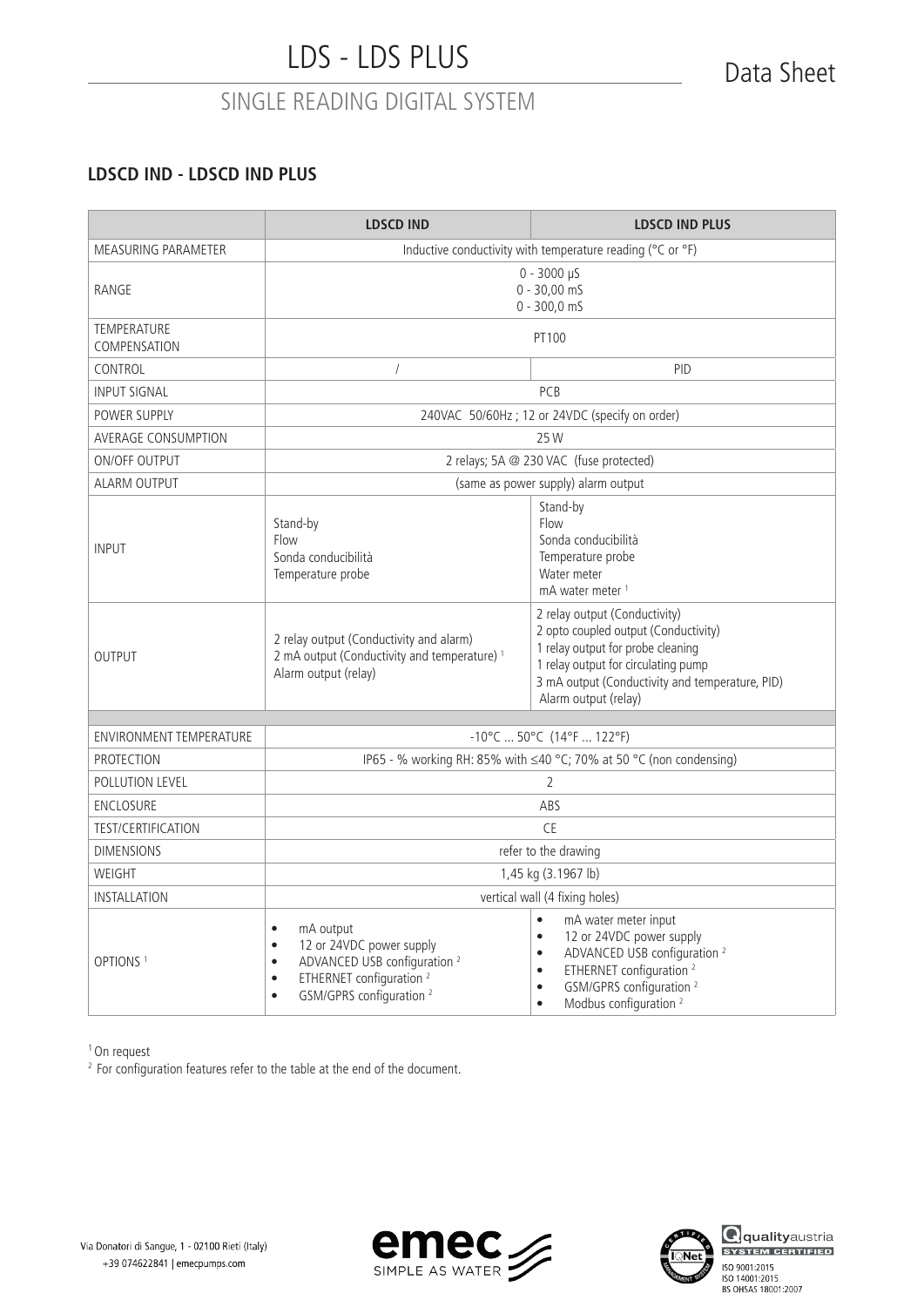# LDS - LDS PLUS

## SINGLE READING DIGITAL SYSTEM

Data Sheet

### LDSCD IND - LDSCD IND PLUS

| | LDSCD IND | LDSCD IND PLUS |
|---|---|---|
| MEASURING PARAMETER | Inductive conductivity with temperature reading (°C or °F) | |
| RANGE | 0 - 3000 µS<br>0 - 30,00 mS<br>0 - 300,0 mS | |
| TEMPERATURE COMPENSATION | PT100 | |
| CONTROL | / | PID |
| INPUT SIGNAL | PCB | |
| POWER SUPPLY | 240VAC 50/60Hz ; 12 or 24VDC (specify on order) | |
| AVERAGE CONSUMPTION | 25 W | |
| ON/OFF OUTPUT | 2 relays; 5A @ 230 VAC (fuse protected) | |
| ALARM OUTPUT | (same as power supply) alarm output | |
| INPUT | Stand-by<br>Flow<br>Sonda conducibilità<br>Temperature probe | Stand-by<br>Flow<br>Sonda conducibilità<br>Temperature probe<br>Water meter<br>mA water meter [1] |
| OUTPUT | 2 relay output (Conductivity and alarm)<br>2 mA output (Conductivity and temperature) [1]<br>Alarm output (relay) | 2 relay output (Conductivity)<br>2 opto coupled output (Conductivity)<br>1 relay output for probe cleaning<br>1 relay output for circulating pump<br>3 mA output (Conductivity and temperature, PID)<br>Alarm output (relay) |
| | | |
| ENVIRONMENT TEMPERATURE | -10°C ... 50°C (14°F ... 122°F) | |
| PROTECTION | IP65 - % working RH: 85% with ≤40 °C; 70% at 50 °C (non condensing) | |
| POLLUTION LEVEL | 2 | |
| ENCLOSURE | ABS | |
| TEST/CERTIFICATION | CE | |
| DIMENSIONS | refer to the drawing | |
| WEIGHT | 1,45 kg (3.1967 lb) | |
| INSTALLATION | vertical wall (4 fixing holes) | |
| OPTIONS [1] | • mA output<br>• 12 or 24VDC power supply<br>• ADVANCED USB configuration [2]<br>• ETHERNET configuration [2]<br>• GSM/GPRS configuration [2] | • mA water meter input<br>• 12 or 24VDC power supply<br>• ADVANCED USB configuration [2]<br>• ETHERNET configuration [2]<br>• GSM/GPRS configuration [2]<br>• Modbus configuration [2] |

[1] On request

[2] For configuration features refer to the table at the end of the document.

Via Donatori di Sangue, 1 - 02100 Rieti (Italy)
+39 074622841 | emecpumps.com

emec SIMPLE AS WATER

ISO 9001:2015
ISO 14001:2015
BS OHSAS 18001:2007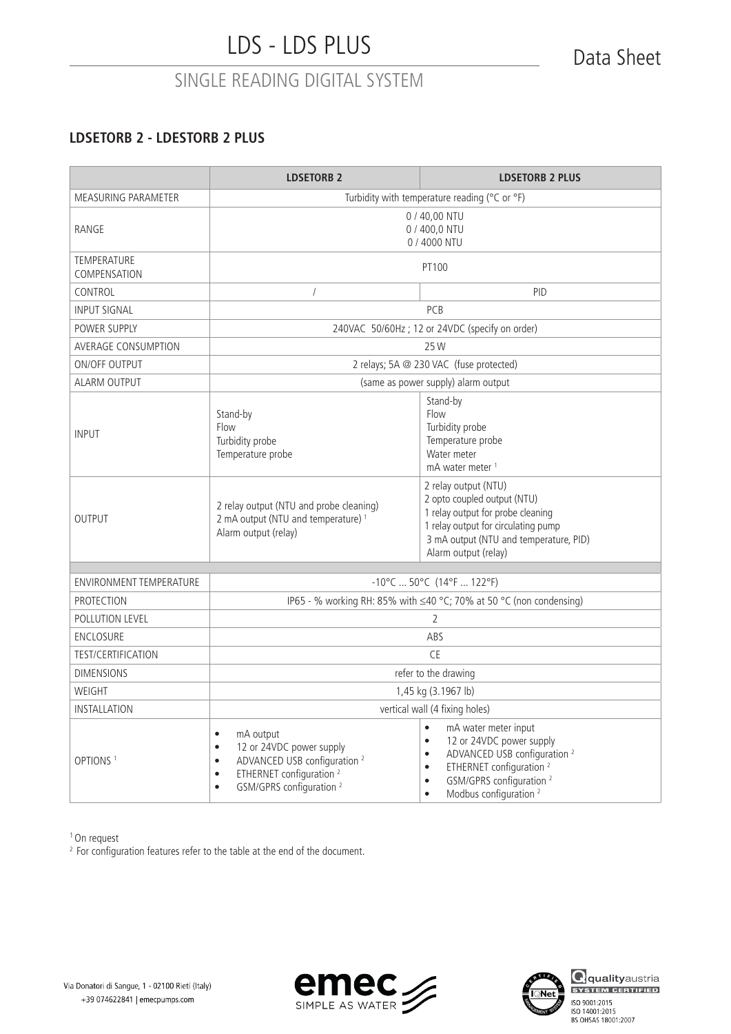# LDS - LDS PLUS

## SINGLE READING DIGITAL SYSTEM

Data Sheet

### LDSETORB 2 - LDESTORB 2 PLUS

| | LDSETORB 2 | LDSETORB 2 PLUS |
|---|---|---|
| MEASURING PARAMETER | Turbidity with temperature reading (°C or °F) | |
| RANGE | 0 / 40,00 NTU<br>0 / 400,0 NTU<br>0 / 4000 NTU | |
| TEMPERATURE COMPENSATION | PT100 | |
| CONTROL | / | PID |
| INPUT SIGNAL | PCB | |
| POWER SUPPLY | 240VAC 50/60Hz ; 12 or 24VDC (specify on order) | |
| AVERAGE CONSUMPTION | 25 W | |
| ON/OFF OUTPUT | 2 relays; 5A @ 230 VAC (fuse protected) | |
| ALARM OUTPUT | (same as power supply) alarm output | |
| INPUT | Stand-by<br>Flow<br>Turbidity probe<br>Temperature probe | Stand-by<br>Flow<br>Turbidity probe<br>Temperature probe<br>Water meter<br>mA water meter [1] |
| OUTPUT | 2 relay output (NTU and probe cleaning)<br>2 mA output (NTU and temperature) [1]<br>Alarm output (relay) | 2 relay output (NTU)<br>2 opto coupled output (NTU)<br>1 relay output for probe cleaning<br>1 relay output for circulating pump<br>3 mA output (NTU and temperature, PID)<br>Alarm output (relay) |
| | | |
| ENVIRONMENT TEMPERATURE | -10°C ... 50°C (14°F ... 122°F) | |
| PROTECTION | IP65 - % working RH: 85% with ≤40 °C; 70% at 50 °C (non condensing) | |
| POLLUTION LEVEL | 2 | |
| ENCLOSURE | ABS | |
| TEST/CERTIFICATION | CE | |
| DIMENSIONS | refer to the drawing | |
| WEIGHT | 1,45 kg (3.1967 lb) | |
| INSTALLATION | vertical wall (4 fixing holes) | |
| OPTIONS [1] | • mA output<br>• 12 or 24VDC power supply<br>• ADVANCED USB configuration [2]<br>• ETHERNET configuration [2]<br>• GSM/GPRS configuration [2] | • mA water meter input<br>• 12 or 24VDC power supply<br>• ADVANCED USB configuration [2]<br>• ETHERNET configuration [2]<br>• GSM/GPRS configuration [2]<br>• Modbus configuration [2] |

[1] On request

[2] For configuration features refer to the table at the end of the document.

Via Donatori di Sangue, 1 - 02100 Rieti (Italy)
+39 074622841 | emecpumps.com

emec SIMPLE AS WATER

qualityaustria SYSTEM CERTIFIED
ISO 9001:2015
ISO 14001:2015
BS OHSAS 18001:2007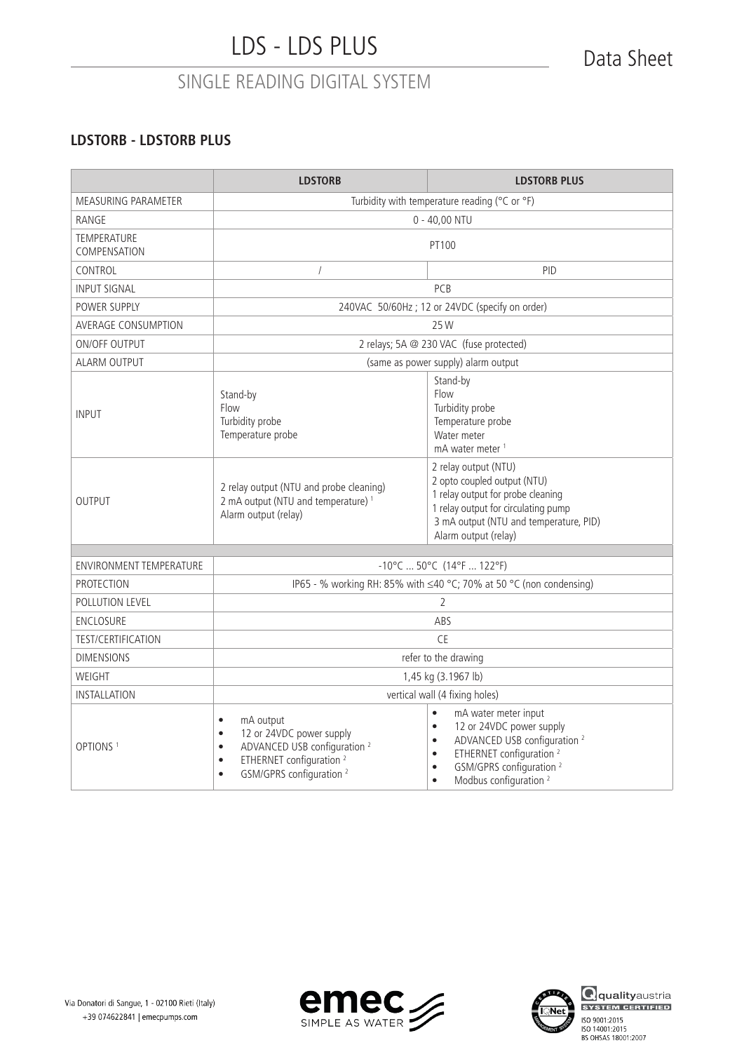# LDS - LDS PLUS

## SINGLE READING DIGITAL SYSTEM

Data Sheet

### LDSTORB - LDSTORB PLUS

| | LDSTORB | LDSTORB PLUS |
|---|---|---|
| MEASURING PARAMETER | Turbidity with temperature reading (°C or °F) | |
| RANGE | 0 - 40,00 NTU | |
| TEMPERATURE COMPENSATION | PT100 | |
| CONTROL | / | PID |
| INPUT SIGNAL | PCB | |
| POWER SUPPLY | 240VAC 50/60Hz ; 12 or 24VDC (specify on order) | |
| AVERAGE CONSUMPTION | 25 W | |
| ON/OFF OUTPUT | 2 relays; 5A @ 230 VAC (fuse protected) | |
| ALARM OUTPUT | (same as power supply) alarm output | |
| INPUT | Stand-by<br>Flow<br>Turbidity probe<br>Temperature probe | Stand-by<br>Flow<br>Turbidity probe<br>Temperature probe<br>Water meter<br>mA water meter [1] |
| OUTPUT | 2 relay output (NTU and probe cleaning)<br>2 mA output (NTU and temperature) [1]<br>Alarm output (relay) | 2 relay output (NTU)<br>2 opto coupled output (NTU)<br>1 relay output for probe cleaning<br>1 relay output for circulating pump<br>3 mA output (NTU and temperature, PID)<br>Alarm output (relay) |
| | | |
| ENVIRONMENT TEMPERATURE | -10°C ... 50°C (14°F ... 122°F) | |
| PROTECTION | IP65 - % working RH: 85% with ≤40 °C; 70% at 50 °C (non condensing) | |
| POLLUTION LEVEL | 2 | |
| ENCLOSURE | ABS | |
| TEST/CERTIFICATION | CE | |
| DIMENSIONS | refer to the drawing | |
| WEIGHT | 1,45 kg (3.1967 lb) | |
| INSTALLATION | vertical wall (4 fixing holes) | |
| OPTIONS [1] | • mA output<br>• 12 or 24VDC power supply<br>• ADVANCED USB configuration [2]<br>• ETHERNET configuration [2]<br>• GSM/GPRS configuration [2] | • mA water meter input<br>• 12 or 24VDC power supply<br>• ADVANCED USB configuration [2]<br>• ETHERNET configuration [2]<br>• GSM/GPRS configuration [2]<br>• Modbus configuration [2] |

Via Donatori di Sangue, 1 - 02100 Rieti (Italy)
+39 074622841 | emecpumps.com

emec SIMPLE AS WATER

ISO 9001:2015
ISO 14001:2015
BS OHSAS 18001:2007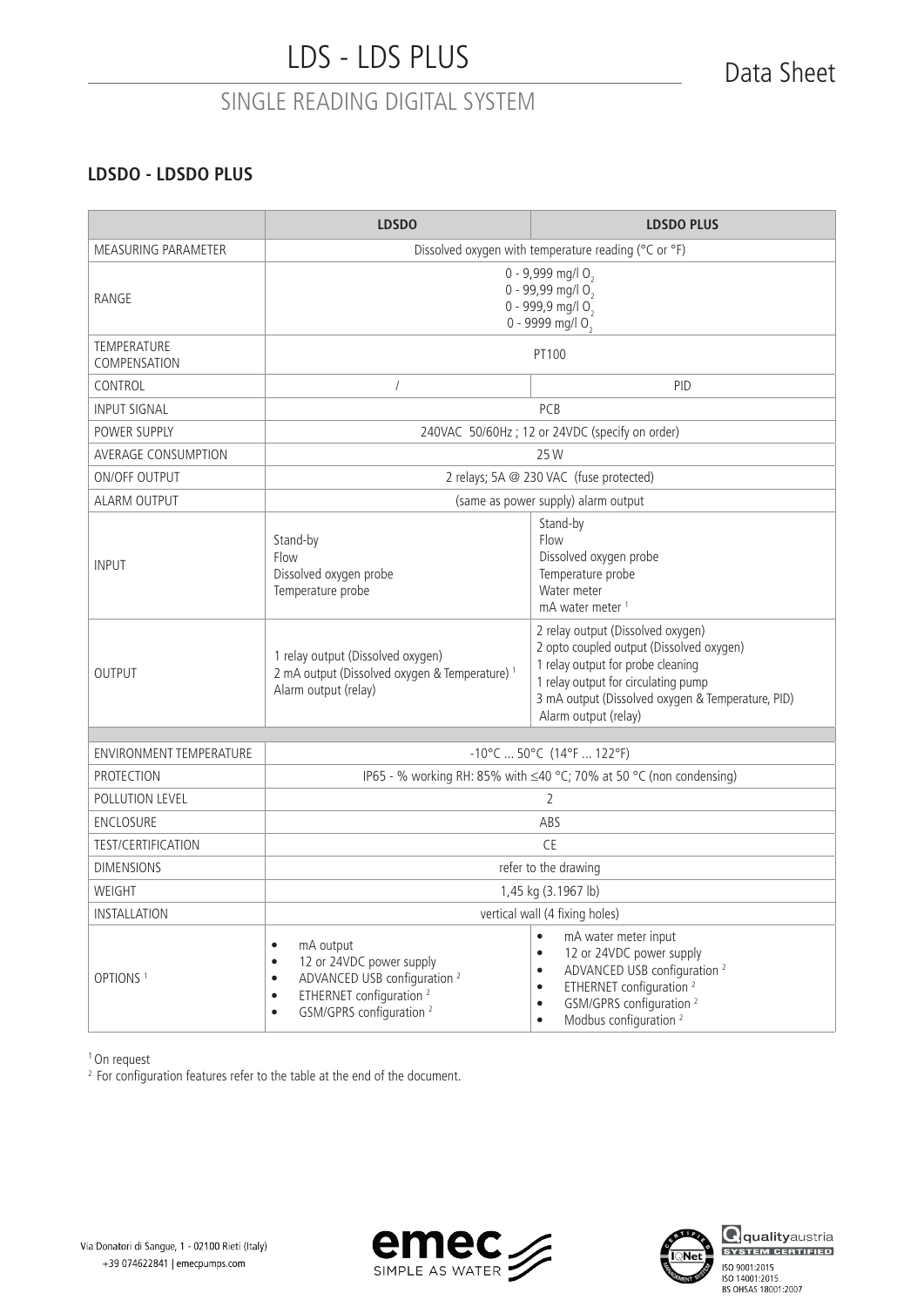# LDS - LDS PLUS

Data Sheet

## SINGLE READING DIGITAL SYSTEM

### LDSDO - LDSDO PLUS

| | LDSDO | LDSDO PLUS |
|---|---|---|
| MEASURING PARAMETER | Dissolved oxygen with temperature reading (°C or °F) | |
| RANGE | 0 - 9,999 mg/l $O_2$<br>0 - 99,99 mg/l $O_2$<br>0 - 999,9 mg/l $O_2$<br>0 - 9999 mg/l $O_2$ | |
| TEMPERATURE COMPENSATION | PT100 | |
| CONTROL | / | PID |
| INPUT SIGNAL | PCB | |
| POWER SUPPLY | 240VAC 50/60Hz ; 12 or 24VDC (specify on order) | |
| AVERAGE CONSUMPTION | 25 W | |
| ON/OFF OUTPUT | 2 relays; 5A @ 230 VAC (fuse protected) | |
| ALARM OUTPUT | (same as power supply) alarm output | |
| INPUT | Stand-by<br>Flow<br>Dissolved oxygen probe<br>Temperature probe | Stand-by<br>Flow<br>Dissolved oxygen probe<br>Temperature probe<br>Water meter<br>mA water meter [1] |
| OUTPUT | 1 relay output (Dissolved oxygen)<br>2 mA output (Dissolved oxygen & Temperature) [1]<br>Alarm output (relay) | 2 relay output (Dissolved oxygen)<br>2 opto coupled output (Dissolved oxygen)<br>1 relay output for probe cleaning<br>1 relay output for circulating pump<br>3 mA output (Dissolved oxygen & Temperature, PID)<br>Alarm output (relay) |
| | | |
| ENVIRONMENT TEMPERATURE | -10°C ... 50°C (14°F ... 122°F) | |
| PROTECTION | IP65 - % working RH: 85% with ≤40 °C; 70% at 50 °C (non condensing) | |
| POLLUTION LEVEL | 2 | |
| ENCLOSURE | ABS | |
| TEST/CERTIFICATION | CE | |
| DIMENSIONS | refer to the drawing | |
| WEIGHT | 1,45 kg (3.1967 lb) | |
| INSTALLATION | vertical wall (4 fixing holes) | |
| OPTIONS [1] | • mA output<br>• 12 or 24VDC power supply<br>• ADVANCED USB configuration [2]<br>• ETHERNET configuration [2]<br>• GSM/GPRS configuration [2] | • mA water meter input<br>• 12 or 24VDC power supply<br>• ADVANCED USB configuration [2]<br>• ETHERNET configuration [2]<br>• GSM/GPRS configuration [2]<br>• Modbus configuration [2] |

[1] On request

[2] For configuration features refer to the table at the end of the document.

Via Donatori di Sangue, 1 - 02100 Rieti (Italy)
+39 074622841 | emecpumps.com

emec SIMPLE AS WATER

quality austria SYSTEM CERTIFIED
ISO 9001:2015
ISO 14001:2015
BS OHSAS 18001:2007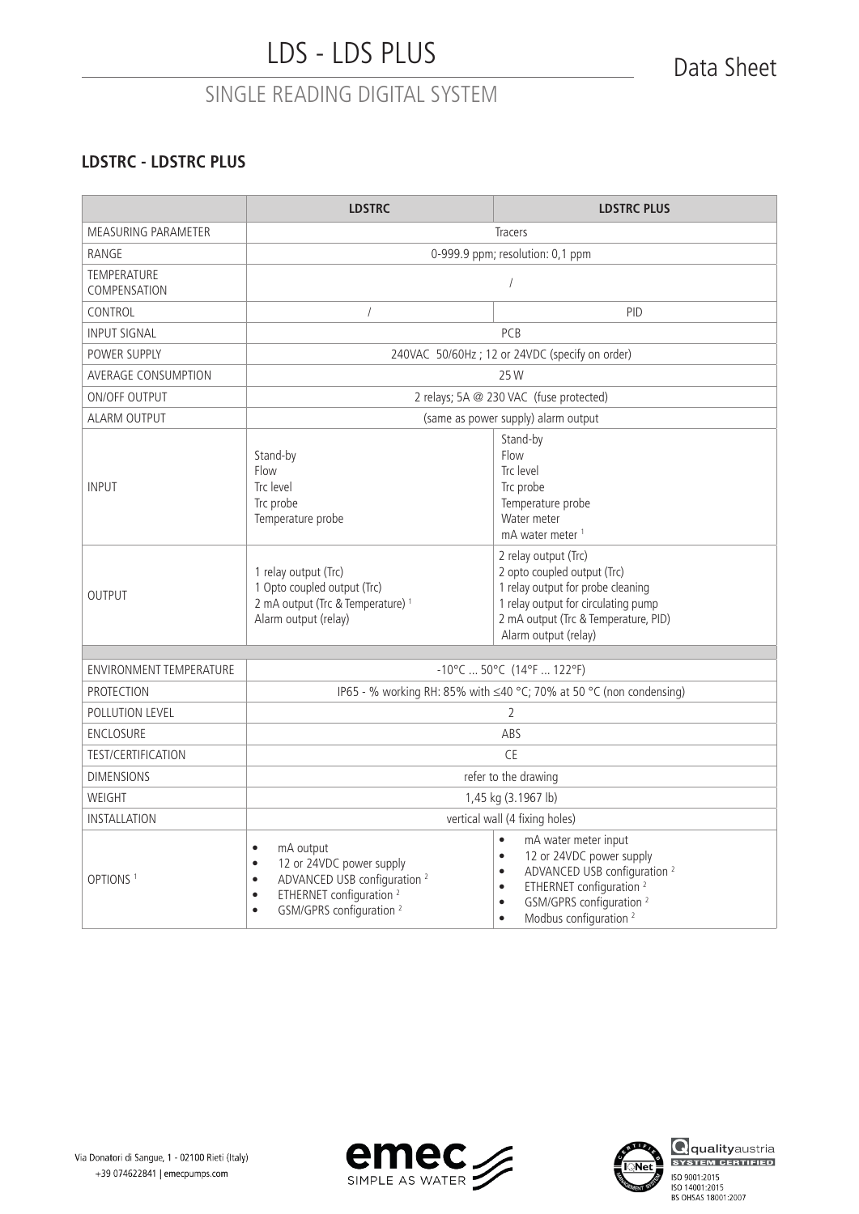# LDS - LDS PLUS

## SINGLE READING DIGITAL SYSTEM

Data Sheet

### LDSTRC - LDSTRC PLUS

| | LDSTRC | LDSTRC PLUS |
|---|---|---|
| MEASURING PARAMETER | Tracers | |
| RANGE | 0-999.9 ppm; resolution: 0,1 ppm | |
| TEMPERATURE COMPENSATION | / | |
| CONTROL | / | PID |
| INPUT SIGNAL | PCB | |
| POWER SUPPLY | 240VAC 50/60Hz ; 12 or 24VDC (specify on order) | |
| AVERAGE CONSUMPTION | 25 W | |
| ON/OFF OUTPUT | 2 relays; 5A @ 230 VAC (fuse protected) | |
| ALARM OUTPUT | (same as power supply) alarm output | |
| INPUT | Stand-by<br>Flow<br>Trc level<br>Trc probe<br>Temperature probe | Stand-by<br>Flow<br>Trc level<br>Trc probe<br>Temperature probe<br>Water meter<br>mA water meter [1] |
| OUTPUT | 1 relay output (Trc)<br>1 Opto coupled output (Trc)<br>2 mA output (Trc & Temperature) [1]<br>Alarm output (relay) | 2 relay output (Trc)<br>2 opto coupled output (Trc)<br>1 relay output for probe cleaning<br>1 relay output for circulating pump<br>2 mA output (Trc & Temperature, PID)<br>Alarm output (relay) |
| ENVIRONMENT TEMPERATURE | -10°C ... 50°C (14°F ... 122°F) | |
| PROTECTION | IP65 - % working RH: 85% with ≤40 °C; 70% at 50 °C (non condensing) | |
| POLLUTION LEVEL | 2 | |
| ENCLOSURE | ABS | |
| TEST/CERTIFICATION | CE | |
| DIMENSIONS | refer to the drawing | |
| WEIGHT | 1,45 kg (3.1967 lb) | |
| INSTALLATION | vertical wall (4 fixing holes) | |
| OPTIONS [1] | • mA output<br>• 12 or 24VDC power supply<br>• ADVANCED USB configuration [2]<br>• ETHERNET configuration [2]<br>• GSM/GPRS configuration [2] | • mA water meter input<br>• 12 or 24VDC power supply<br>• ADVANCED USB configuration [2]<br>• ETHERNET configuration [2]<br>• GSM/GPRS configuration [2]<br>• Modbus configuration [2] |

Via Donatori di Sangue, 1 - 02100 Rieti (Italy)
+39 074622841 | emecpumps.com

emec SIMPLE AS WATER

ISO 9001:2015
ISO 14001:2015
BS OHSAS 18001:2007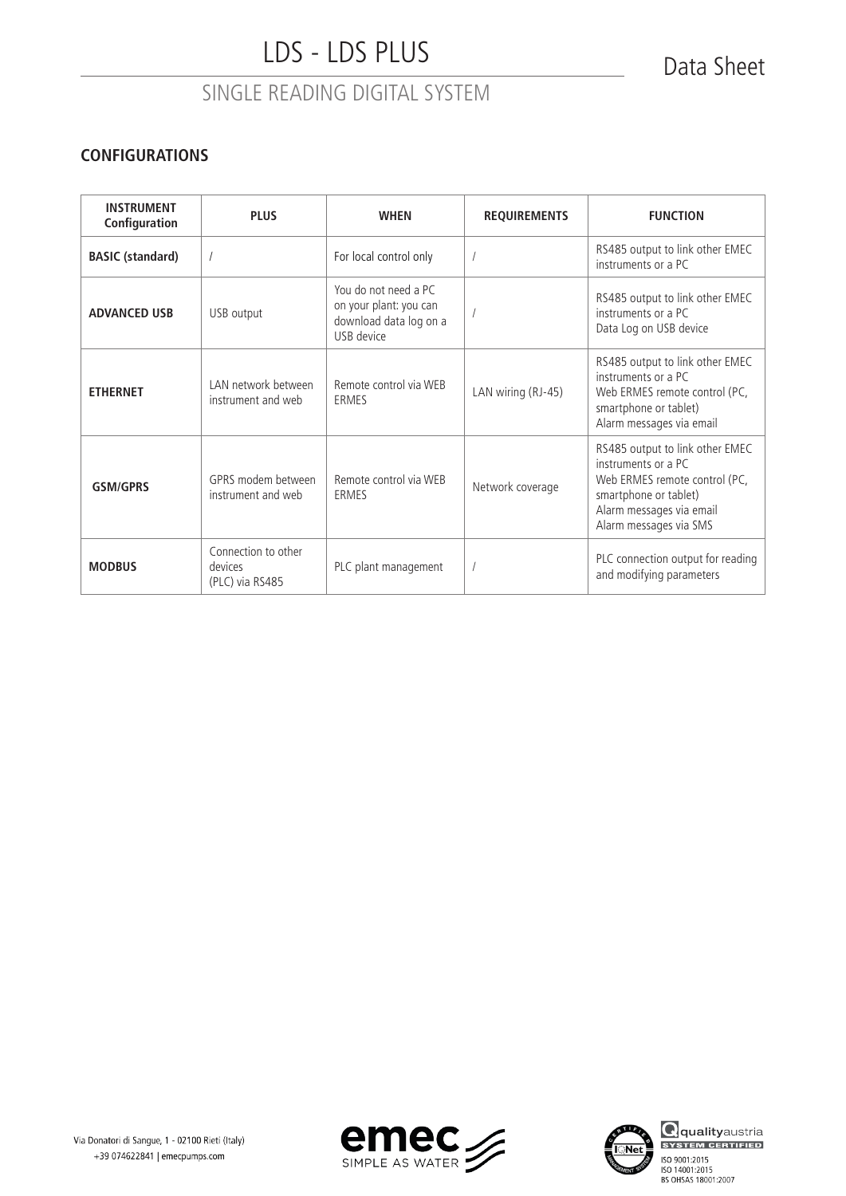## CONFIGURATIONS

| INSTRUMENT Configuration | PLUS | WHEN | REQUIREMENTS | FUNCTION |
|---|---|---|---|---|
| **BASIC (standard)** | / | For local control only | / | RS485 output to link other EMEC instruments or a PC |
| **ADVANCED USB** | USB output | You do not need a PC on your plant: you can download data log on a USB device | / | RS485 output to link other EMEC instruments or a PC<br>Data Log on USB device |
| **ETHERNET** | LAN network between instrument and web | Remote control via WEB ERMES | LAN wiring (RJ-45) | RS485 output to link other EMEC instruments or a PC<br>Web ERMES remote control (PC, smartphone or tablet)<br>Alarm messages via email |
| **GSM/GPRS** | GPRS modem between instrument and web | Remote control via WEB ERMES | Network coverage | RS485 output to link other EMEC instruments or a PC<br>Web ERMES remote control (PC, smartphone or tablet)<br>Alarm messages via email<br>Alarm messages via SMS |
| **MODBUS** | Connection to other devices (PLC) via RS485 | PLC plant management | / | PLC connection output for reading and modifying parameters |